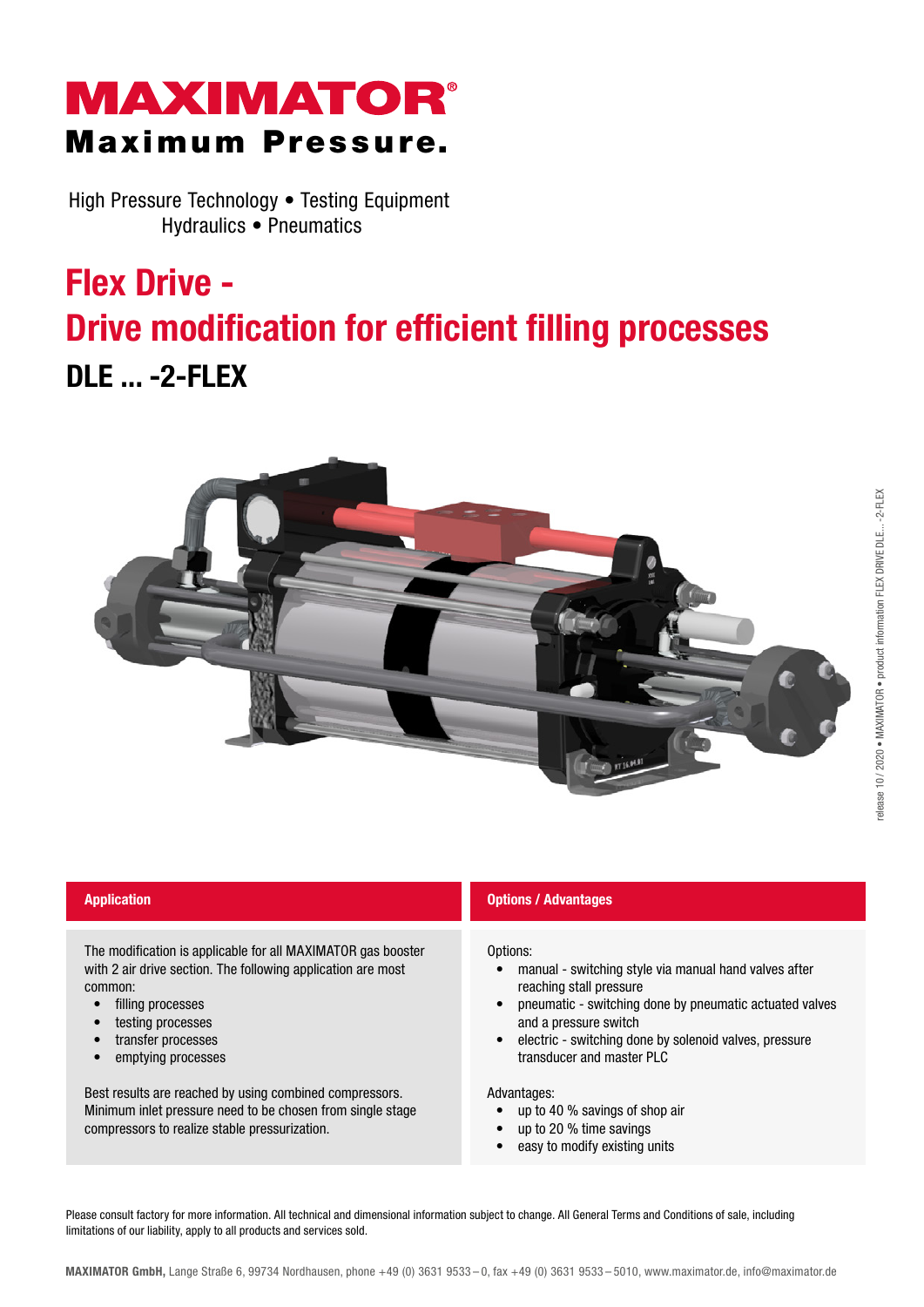# MAXIMATOR®

**Maximum Pressure.**

High Pressure Technology • Testing Equipment
Hydraulics • Pneumatics

# Flex Drive - Drive modification for efficient filling processes

## DLE ... -2-FLEX

### Application

The modification is applicable for all MAXIMATOR gas booster with 2 air drive section. The following application are most common:

- filling processes
- testing processes
- transfer processes
- emptying processes

Best results are reached by using combined compressors. Minimum inlet pressure need to be chosen from single stage compressors to realize stable pressurization.

### Options / Advantages

Options:

- manual - switching style via manual hand valves after reaching stall pressure
- pneumatic - switching done by pneumatic actuated valves and a pressure switch
- electric - switching done by solenoid valves, pressure transducer and master PLC

Advantages:

- up to 40 % savings of shop air
- up to 20 % time savings
- easy to modify existing units

Please consult factory for more information. All technical and dimensional information subject to change. All General Terms and Conditions of sale, including limitations of our liability, apply to all products and services sold.

**MAXIMATOR GmbH,** Lange Straße 6, 99734 Nordhausen, phone +49 (0) 3631 9533 – 0, fax +49 (0) 3631 9533 – 5010, www.maximator.de, info@maximator.de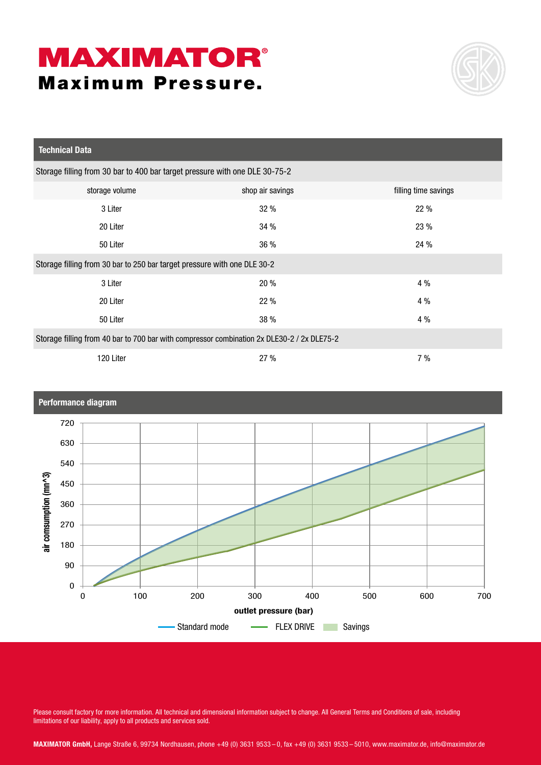# MAXIMATOR®

**Maximum Pressure.**

## Technical Data

| storage volume | shop air savings | filling time savings |
|---|---|---|
| Storage filling from 30 bar to 400 bar target pressure with one DLE 30-75-2 | | |
| 3 Liter | 32 % | 22 % |
| 20 Liter | 34 % | 23 % |
| 50 Liter | 36 % | 24 % |
| Storage filling from 30 bar to 250 bar target pressure with one DLE 30-2 | | |
| 3 Liter | 20 % | 4 % |
| 20 Liter | 22 % | 4 % |
| 50 Liter | 38 % | 4 % |
| Storage filling from 40 bar to 700 bar with compressor combination 2x DLE30-2 / 2x DLE75-2 | | |
| 120 Liter | 27 % | 7 % |

## Performance diagram

air comsumption (mn^3)

720
630
540
450
360
270
180
90
0

0 100 200 300 400 500 600 700

outlet pressure (bar)

Standard mode
FLEX DRIVE
Savings

Please consult factory for more information. All technical and dimensional information subject to change. All General Terms and Conditions of sale, including limitations of our liability, apply to all products and services sold.

**MAXIMATOR GmbH,** Lange Straße 6, 99734 Nordhausen, phone +49 (0) 3631 9533 – 0, fax +49 (0) 3631 9533 – 5010, www.maximator.de, info@maximator.de